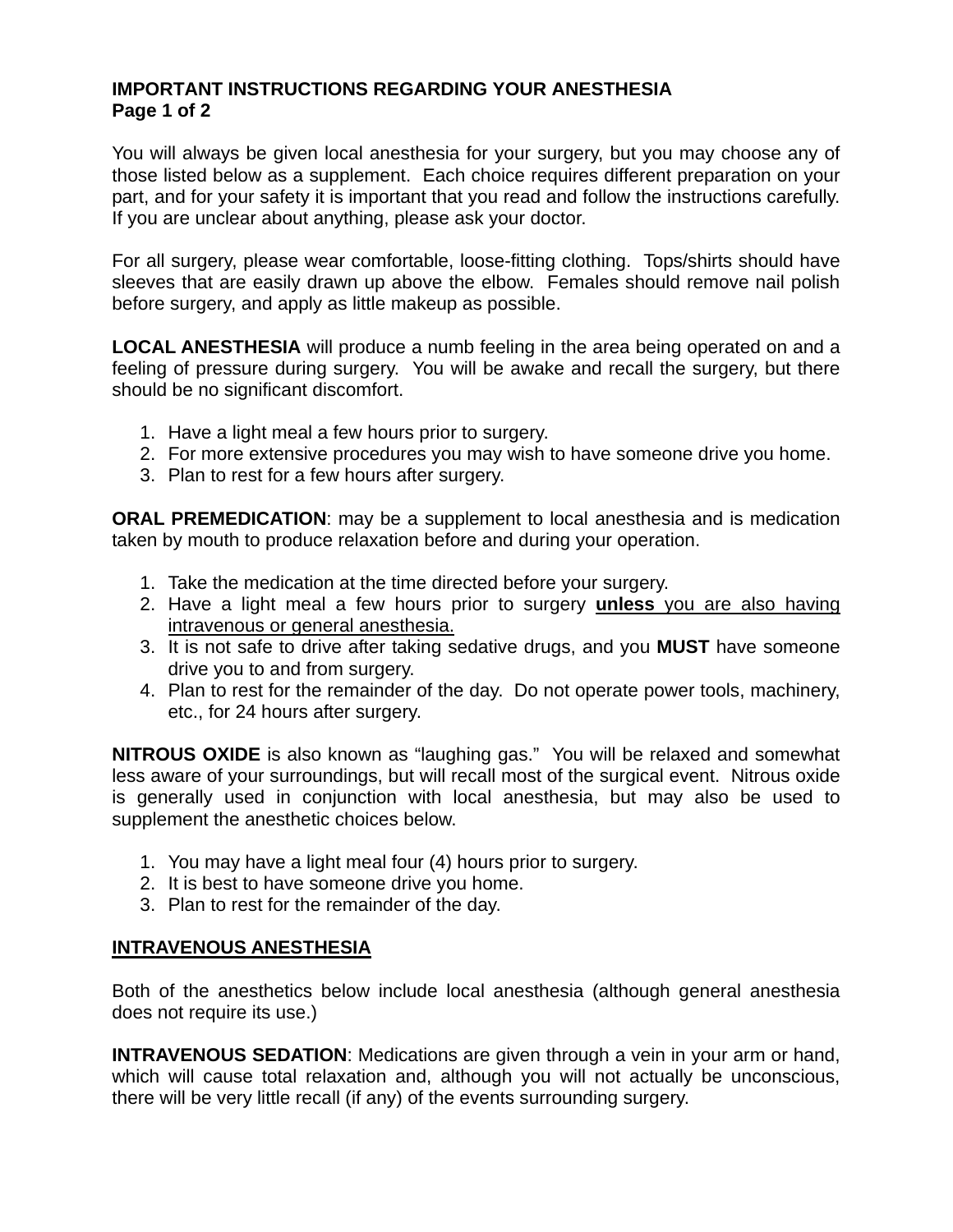**IMPORTANT INSTRUCTIONS REGARDING YOUR ANESTHESIA**

You will always be given local anesthesia for your surgery, but you may choose any of those listed below as a supplement. Each choice requires different preparation on your part, and for your safety it is important that you read and follow the instructions carefully. If you are unclear about anything, please ask your doctor.

For all surgery, please wear comfortable, loose-fitting clothing. Tops/shirts should have sleeves that are easily drawn up above the elbow. Females should remove nail polish before surgery, and apply as little makeup as possible.

**LOCAL ANESTHESIA** will produce a numb feeling in the area being operated on and a feeling of pressure during surgery. You will be awake and recall the surgery, but there should be no significant discomfort.

1. Have a light meal a few hours prior to surgery.
2. For more extensive procedures you may wish to have someone drive you home.
3. Plan to rest for a few hours after surgery.

**ORAL PREMEDICATION**: may be a supplement to local anesthesia and is medication taken by mouth to produce relaxation before and during your operation.

1. Take the medication at the time directed before your surgery.
2. Have a light meal a few hours prior to surgery <u>**unless** you are also having intravenous or general anesthesia.</u>
3. It is not safe to drive after taking sedative drugs, and you **MUST** have someone drive you to and from surgery.
4. Plan to rest for the remainder of the day. Do not operate power tools, machinery, etc., for 24 hours after surgery.

**NITROUS OXIDE** is also known as "laughing gas." You will be relaxed and somewhat less aware of your surroundings, but will recall most of the surgical event. Nitrous oxide is generally used in conjunction with local anesthesia, but may also be used to supplement the anesthetic choices below.

1. You may have a light meal four (4) hours prior to surgery.
2. It is best to have someone drive you home.
3. Plan to rest for the remainder of the day.

<u>**INTRAVENOUS ANESTHESIA**</u>

Both of the anesthetics below include local anesthesia (although general anesthesia does not require its use.)

**INTRAVENOUS SEDATION**: Medications are given through a vein in your arm or hand, which will cause total relaxation and, although you will not actually be unconscious, there will be very little recall (if any) of the events surrounding surgery.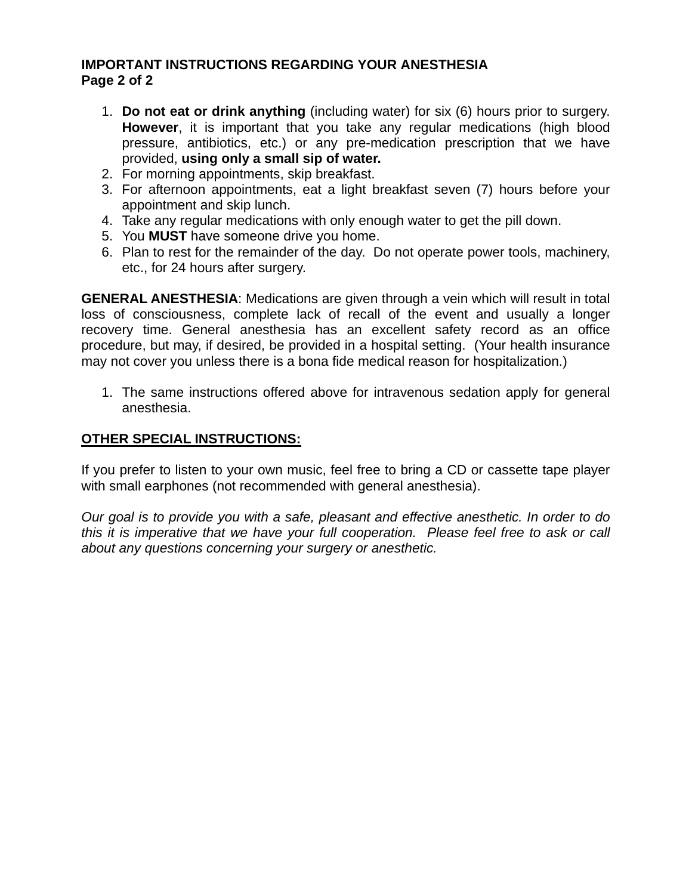**IMPORTANT INSTRUCTIONS REGARDING YOUR ANESTHESIA**
**Page 2 of 2**

1. **Do not eat or drink anything** (including water) for six (6) hours prior to surgery. **However**, it is important that you take any regular medications (high blood pressure, antibiotics, etc.) or any pre-medication prescription that we have provided, **using only a small sip of water.**
2. For morning appointments, skip breakfast.
3. For afternoon appointments, eat a light breakfast seven (7) hours before your appointment and skip lunch.
4. Take any regular medications with only enough water to get the pill down.
5. You **MUST** have someone drive you home.
6. Plan to rest for the remainder of the day. Do not operate power tools, machinery, etc., for 24 hours after surgery.

**GENERAL ANESTHESIA**: Medications are given through a vein which will result in total loss of consciousness, complete lack of recall of the event and usually a longer recovery time. General anesthesia has an excellent safety record as an office procedure, but may, if desired, be provided in a hospital setting. (Your health insurance may not cover you unless there is a bona fide medical reason for hospitalization.)

1. The same instructions offered above for intravenous sedation apply for general anesthesia.

**<u>OTHER SPECIAL INSTRUCTIONS:</u>**

If you prefer to listen to your own music, feel free to bring a CD or cassette tape player with small earphones (not recommended with general anesthesia).

*Our goal is to provide you with a safe, pleasant and effective anesthetic. In order to do this it is imperative that we have your full cooperation. Please feel free to ask or call about any questions concerning your surgery or anesthetic.*